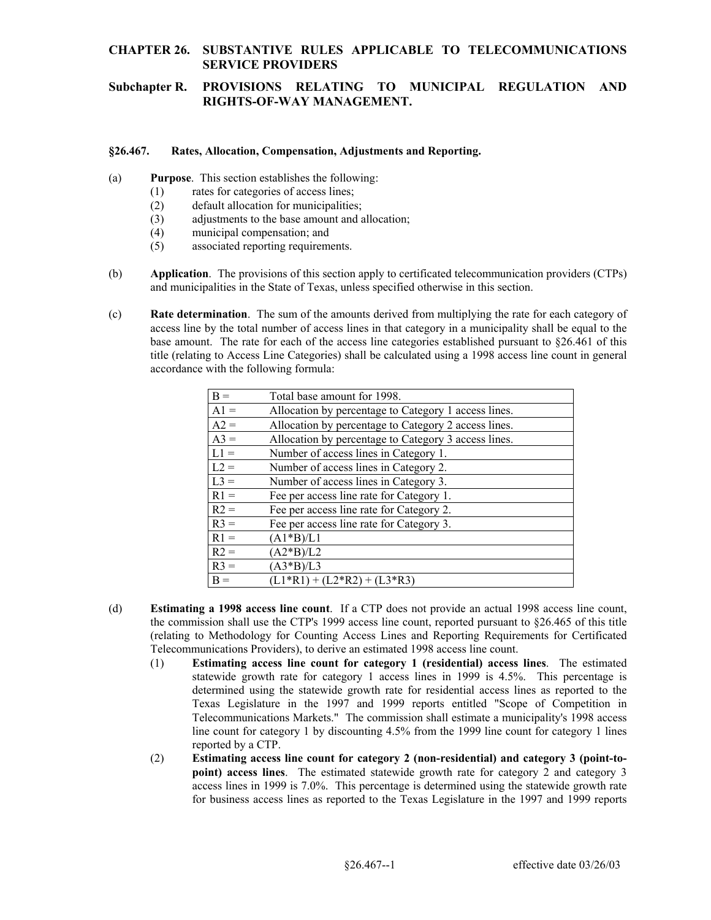# CHAPTER 26. SUBSTANTIVE RULES APPLICABLE TO TELECOMMUNICATIONS SERVICE PROVIDERS

## Subchapter R. PROVISIONS RELATING TO MUNICIPAL REGULATION AND RIGHTS-OF-WAY MANAGEMENT.

### §26.467. Rates, Allocation, Compensation, Adjustments and Reporting.

(a) **Purpose**. This section establishes the following:

(1) rates for categories of access lines;
(2) default allocation for municipalities;
(3) adjustments to the base amount and allocation;
(4) municipal compensation; and
(5) associated reporting requirements.

(b) **Application**. The provisions of this section apply to certificated telecommunication providers (CTPs) and municipalities in the State of Texas, unless specified otherwise in this section.

(c) **Rate determination**. The sum of the amounts derived from multiplying the rate for each category of access line by the total number of access lines in that category in a municipality shall be equal to the base amount. The rate for each of the access line categories established pursuant to §26.461 of this title (relating to Access Line Categories) shall be calculated using a 1998 access line count in general accordance with the following formula:

| | |
|---|---|
| B = | Total base amount for 1998. |
| A1 = | Allocation by percentage to Category 1 access lines. |
| A2 = | Allocation by percentage to Category 2 access lines. |
| A3 = | Allocation by percentage to Category 3 access lines. |
| L1 = | Number of access lines in Category 1. |
| L2 = | Number of access lines in Category 2. |
| L3 = | Number of access lines in Category 3. |
| R1 = | Fee per access line rate for Category 1. |
| R2 = | Fee per access line rate for Category 2. |
| R3 = | Fee per access line rate for Category 3. |
| R1 = | (A1*B)/L1 |
| R2 = | (A2*B)/L2 |
| R3 = | (A3*B)/L3 |
| B = | (L1*R1) + (L2*R2) + (L3*R3) |

(d) **Estimating a 1998 access line count**. If a CTP does not provide an actual 1998 access line count, the commission shall use the CTP's 1999 access line count, reported pursuant to §26.465 of this title (relating to Methodology for Counting Access Lines and Reporting Requirements for Certificated Telecommunications Providers), to derive an estimated 1998 access line count.

(1) **Estimating access line count for category 1 (residential) access lines**. The estimated statewide growth rate for category 1 access lines in 1999 is 4.5%. This percentage is determined using the statewide growth rate for residential access lines as reported to the Texas Legislature in the 1997 and 1999 reports entitled "Scope of Competition in Telecommunications Markets." The commission shall estimate a municipality's 1998 access line count for category 1 by discounting 4.5% from the 1999 line count for category 1 lines reported by a CTP.

(2) **Estimating access line count for category 2 (non-residential) and category 3 (point-to-point) access lines**. The estimated statewide growth rate for category 2 and category 3 access lines in 1999 is 7.0%. This percentage is determined using the statewide growth rate for business access lines as reported to the Texas Legislature in the 1997 and 1999 reports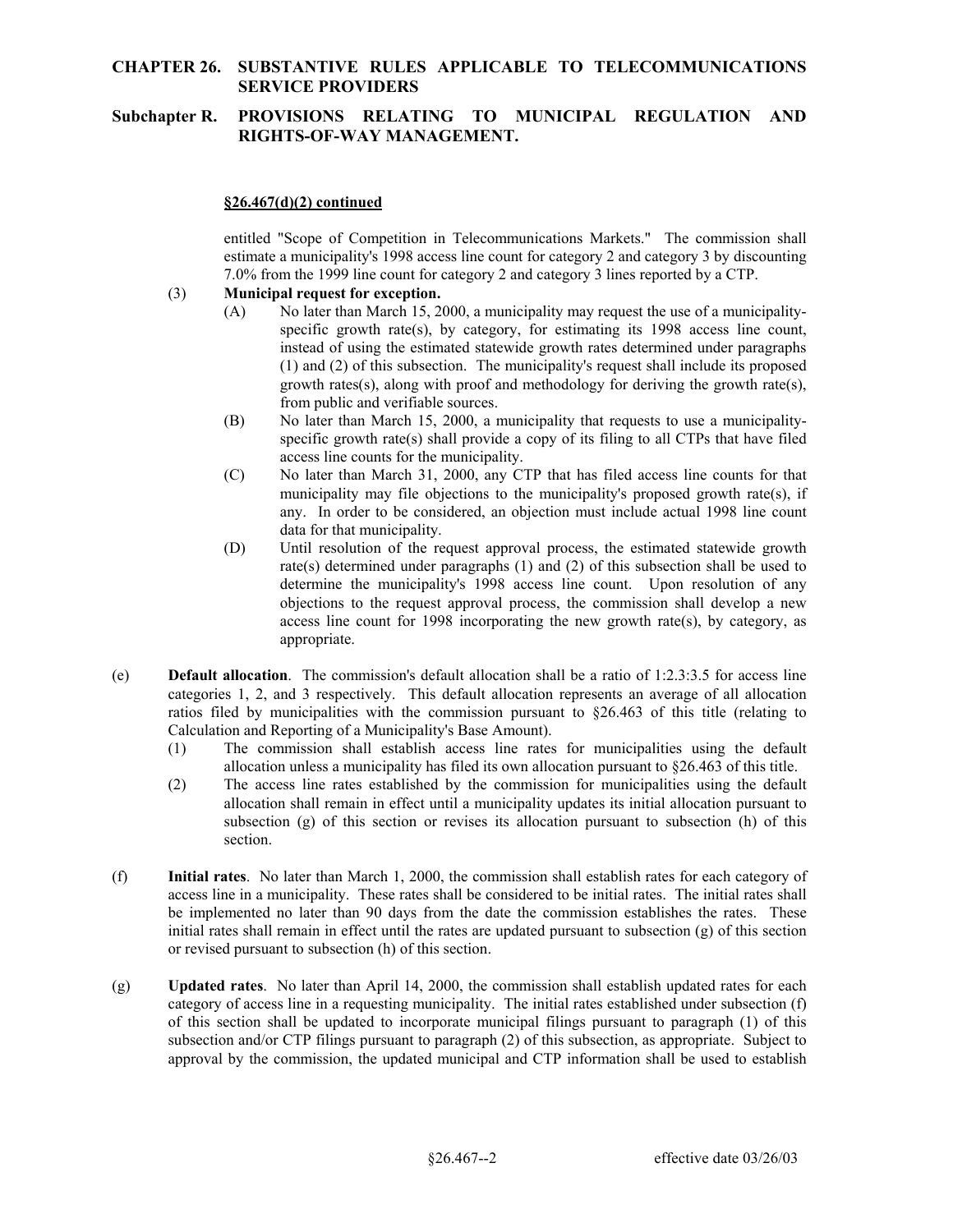**§26.467(d)(2) continued**

entitled "Scope of Competition in Telecommunications Markets." The commission shall estimate a municipality's 1998 access line count for category 2 and category 3 by discounting 7.0% from the 1999 line count for category 2 and category 3 lines reported by a CTP.

(3) **Municipal request for exception.**

(A) No later than March 15, 2000, a municipality may request the use of a municipality-specific growth rate(s), by category, for estimating its 1998 access line count, instead of using the estimated statewide growth rates determined under paragraphs (1) and (2) of this subsection. The municipality's request shall include its proposed growth rates(s), along with proof and methodology for deriving the growth rate(s), from public and verifiable sources.

(B) No later than March 15, 2000, a municipality that requests to use a municipality-specific growth rate(s) shall provide a copy of its filing to all CTPs that have filed access line counts for the municipality.

(C) No later than March 31, 2000, any CTP that has filed access line counts for that municipality may file objections to the municipality's proposed growth rate(s), if any. In order to be considered, an objection must include actual 1998 line count data for that municipality.

(D) Until resolution of the request approval process, the estimated statewide growth rate(s) determined under paragraphs (1) and (2) of this subsection shall be used to determine the municipality's 1998 access line count. Upon resolution of any objections to the request approval process, the commission shall develop a new access line count for 1998 incorporating the new growth rate(s), by category, as appropriate.

(e) **Default allocation**. The commission's default allocation shall be a ratio of 1:2.3:3.5 for access line categories 1, 2, and 3 respectively. This default allocation represents an average of all allocation ratios filed by municipalities with the commission pursuant to §26.463 of this title (relating to Calculation and Reporting of a Municipality's Base Amount).

(1) The commission shall establish access line rates for municipalities using the default allocation unless a municipality has filed its own allocation pursuant to §26.463 of this title.

(2) The access line rates established by the commission for municipalities using the default allocation shall remain in effect until a municipality updates its initial allocation pursuant to subsection (g) of this section or revises its allocation pursuant to subsection (h) of this section.

(f) **Initial rates**. No later than March 1, 2000, the commission shall establish rates for each category of access line in a municipality. These rates shall be considered to be initial rates. The initial rates shall be implemented no later than 90 days from the date the commission establishes the rates. These initial rates shall remain in effect until the rates are updated pursuant to subsection (g) of this section or revised pursuant to subsection (h) of this section.

(g) **Updated rates**. No later than April 14, 2000, the commission shall establish updated rates for each category of access line in a requesting municipality. The initial rates established under subsection (f) of this section shall be updated to incorporate municipal filings pursuant to paragraph (1) of this subsection and/or CTP filings pursuant to paragraph (2) of this subsection, as appropriate. Subject to approval by the commission, the updated municipal and CTP information shall be used to establish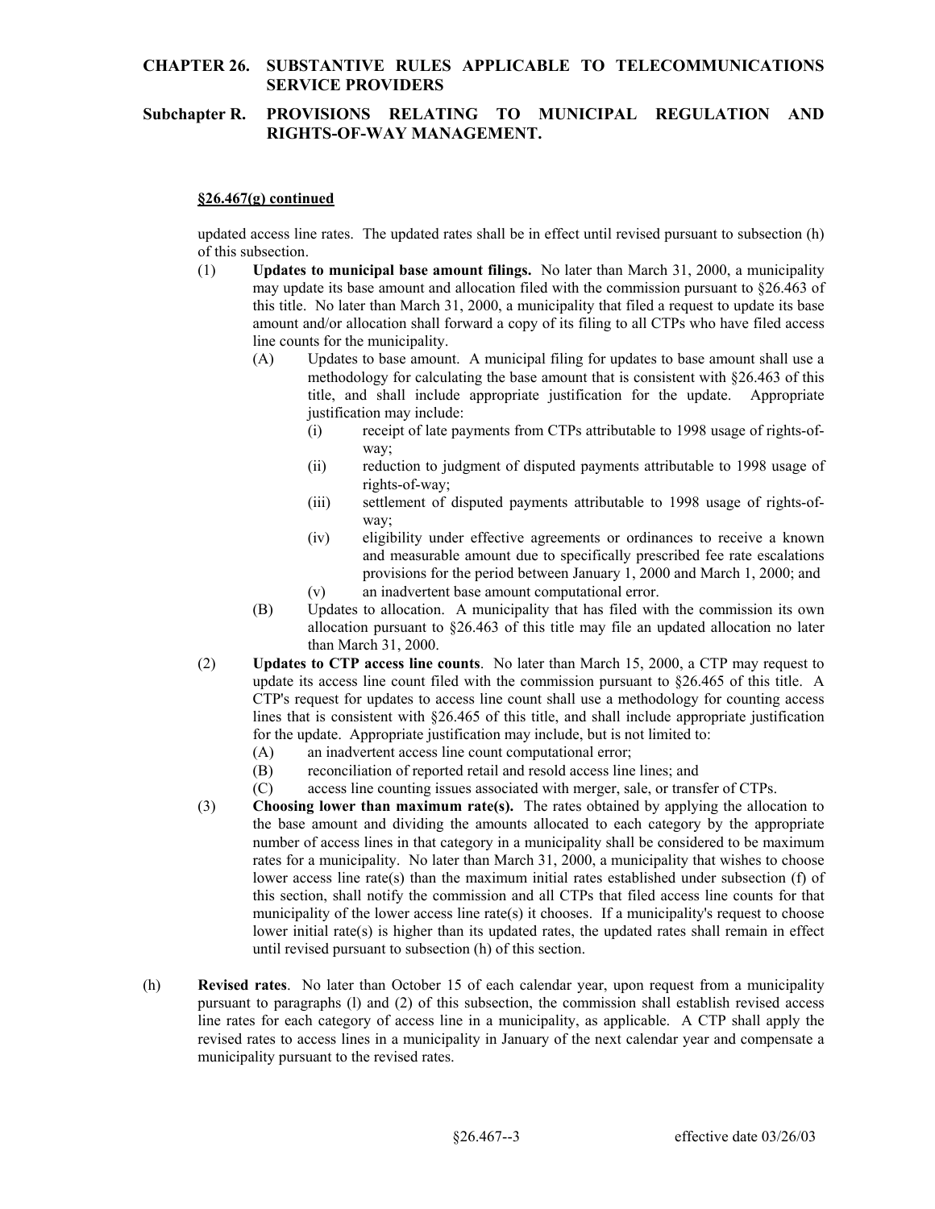**§26.467(g) continued**

updated access line rates. The updated rates shall be in effect until revised pursuant to subsection (h) of this subsection.

(1) **Updates to municipal base amount filings.** No later than March 31, 2000, a municipality may update its base amount and allocation filed with the commission pursuant to §26.463 of this title. No later than March 31, 2000, a municipality that filed a request to update its base amount and/or allocation shall forward a copy of its filing to all CTPs who have filed access line counts for the municipality.

   (A) Updates to base amount. A municipal filing for updates to base amount shall use a methodology for calculating the base amount that is consistent with §26.463 of this title, and shall include appropriate justification for the update. Appropriate justification may include:

      (i) receipt of late payments from CTPs attributable to 1998 usage of rights-of-way;

      (ii) reduction to judgment of disputed payments attributable to 1998 usage of rights-of-way;

      (iii) settlement of disputed payments attributable to 1998 usage of rights-of-way;

      (iv) eligibility under effective agreements or ordinances to receive a known and measurable amount due to specifically prescribed fee rate escalations provisions for the period between January 1, 2000 and March 1, 2000; and

      (v) an inadvertent base amount computational error.

   (B) Updates to allocation. A municipality that has filed with the commission its own allocation pursuant to §26.463 of this title may file an updated allocation no later than March 31, 2000.

(2) **Updates to CTP access line counts**. No later than March 15, 2000, a CTP may request to update its access line count filed with the commission pursuant to §26.465 of this title. A CTP's request for updates to access line count shall use a methodology for counting access lines that is consistent with §26.465 of this title, and shall include appropriate justification for the update. Appropriate justification may include, but is not limited to:

   (A) an inadvertent access line count computational error;

   (B) reconciliation of reported retail and resold access line lines; and

   (C) access line counting issues associated with merger, sale, or transfer of CTPs.

(3) **Choosing lower than maximum rate(s).** The rates obtained by applying the allocation to the base amount and dividing the amounts allocated to each category by the appropriate number of access lines in that category in a municipality shall be considered to be maximum rates for a municipality. No later than March 31, 2000, a municipality that wishes to choose lower access line rate(s) than the maximum initial rates established under subsection (f) of this section, shall notify the commission and all CTPs that filed access line counts for that municipality of the lower access line rate(s) it chooses. If a municipality's request to choose lower initial rate(s) is higher than its updated rates, the updated rates shall remain in effect until revised pursuant to subsection (h) of this section.

(h) **Revised rates**. No later than October 15 of each calendar year, upon request from a municipality pursuant to paragraphs (l) and (2) of this subsection, the commission shall establish revised access line rates for each category of access line in a municipality, as applicable. A CTP shall apply the revised rates to access lines in a municipality in January of the next calendar year and compensate a municipality pursuant to the revised rates.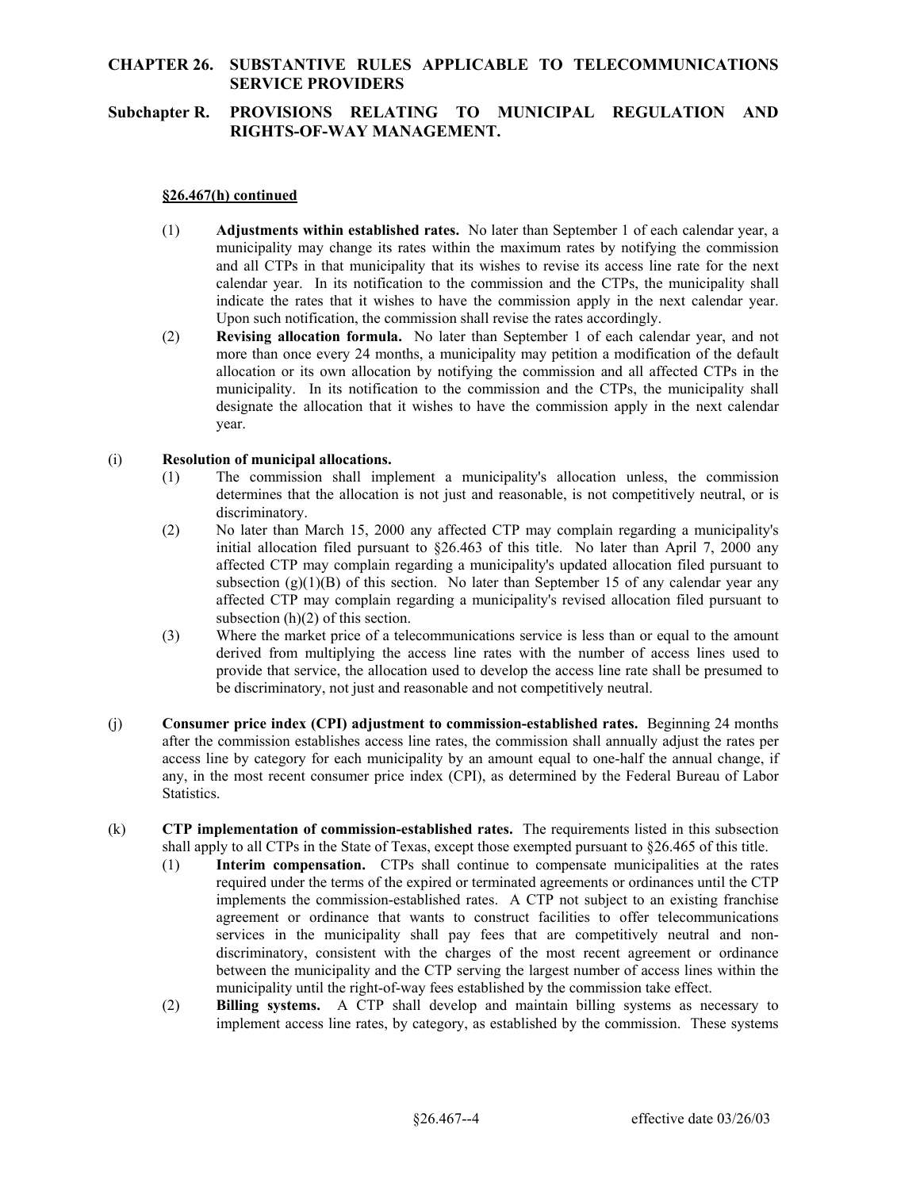**CHAPTER 26. SUBSTANTIVE RULES APPLICABLE TO TELECOMMUNICATIONS SERVICE PROVIDERS**

**Subchapter R. PROVISIONS RELATING TO MUNICIPAL REGULATION AND RIGHTS-OF-WAY MANAGEMENT.**

**§26.467(h) continued**

(1) **Adjustments within established rates.** No later than September 1 of each calendar year, a municipality may change its rates within the maximum rates by notifying the commission and all CTPs in that municipality that its wishes to revise its access line rate for the next calendar year. In its notification to the commission and the CTPs, the municipality shall indicate the rates that it wishes to have the commission apply in the next calendar year. Upon such notification, the commission shall revise the rates accordingly.

(2) **Revising allocation formula.** No later than September 1 of each calendar year, and not more than once every 24 months, a municipality may petition a modification of the default allocation or its own allocation by notifying the commission and all affected CTPs in the municipality. In its notification to the commission and the CTPs, the municipality shall designate the allocation that it wishes to have the commission apply in the next calendar year.

(i) **Resolution of municipal allocations.**

(1) The commission shall implement a municipality's allocation unless, the commission determines that the allocation is not just and reasonable, is not competitively neutral, or is discriminatory.

(2) No later than March 15, 2000 any affected CTP may complain regarding a municipality's initial allocation filed pursuant to §26.463 of this title. No later than April 7, 2000 any affected CTP may complain regarding a municipality's updated allocation filed pursuant to subsection (g)(1)(B) of this section. No later than September 15 of any calendar year any affected CTP may complain regarding a municipality's revised allocation filed pursuant to subsection (h)(2) of this section.

(3) Where the market price of a telecommunications service is less than or equal to the amount derived from multiplying the access line rates with the number of access lines used to provide that service, the allocation used to develop the access line rate shall be presumed to be discriminatory, not just and reasonable and not competitively neutral.

(j) **Consumer price index (CPI) adjustment to commission-established rates.** Beginning 24 months after the commission establishes access line rates, the commission shall annually adjust the rates per access line by category for each municipality by an amount equal to one-half the annual change, if any, in the most recent consumer price index (CPI), as determined by the Federal Bureau of Labor Statistics.

(k) **CTP implementation of commission-established rates.** The requirements listed in this subsection shall apply to all CTPs in the State of Texas, except those exempted pursuant to §26.465 of this title.

(1) **Interim compensation.** CTPs shall continue to compensate municipalities at the rates required under the terms of the expired or terminated agreements or ordinances until the CTP implements the commission-established rates. A CTP not subject to an existing franchise agreement or ordinance that wants to construct facilities to offer telecommunications services in the municipality shall pay fees that are competitively neutral and non-discriminatory, consistent with the charges of the most recent agreement or ordinance between the municipality and the CTP serving the largest number of access lines within the municipality until the right-of-way fees established by the commission take effect.

(2) **Billing systems.** A CTP shall develop and maintain billing systems as necessary to implement access line rates, by category, as established by the commission. These systems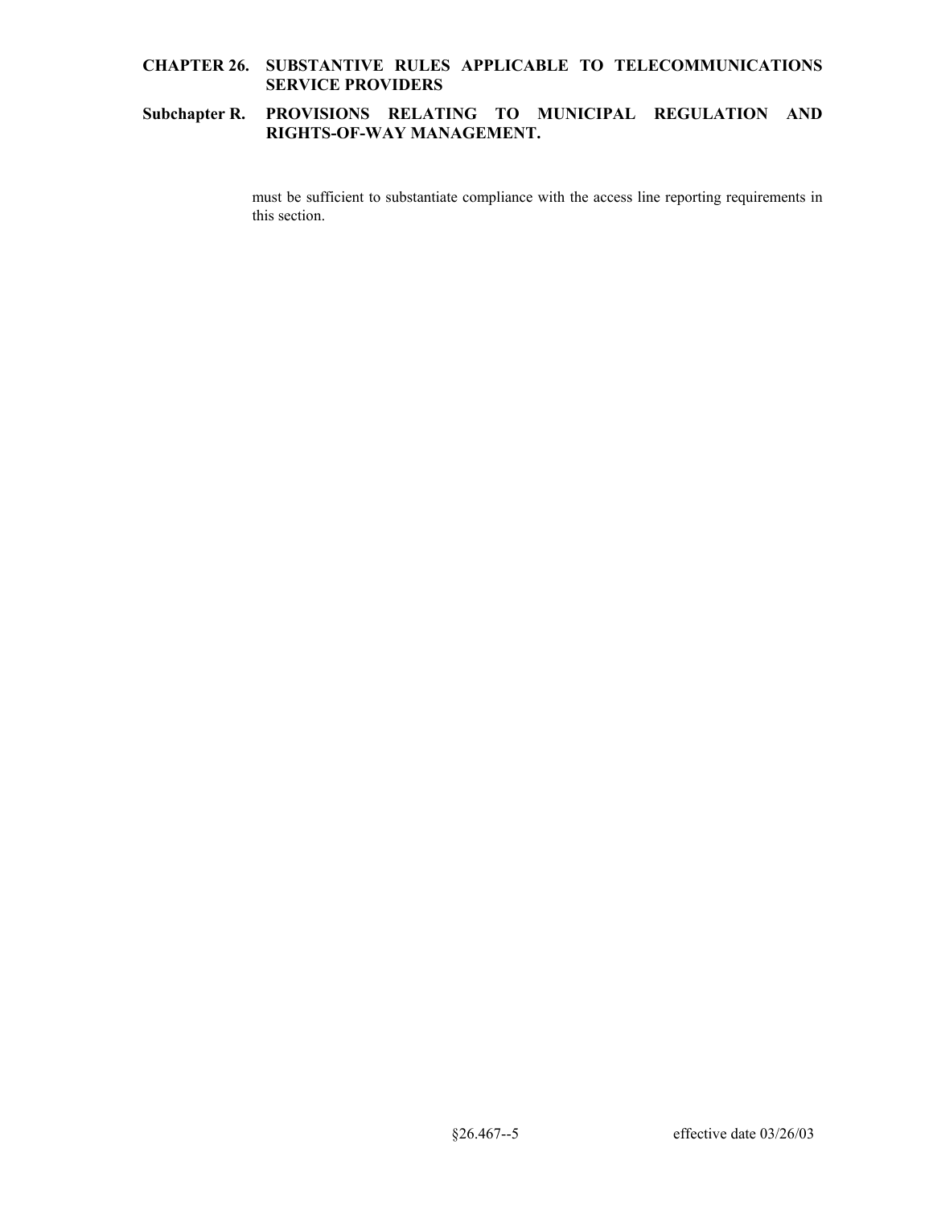must be sufficient to substantiate compliance with the access line reporting requirements in this section.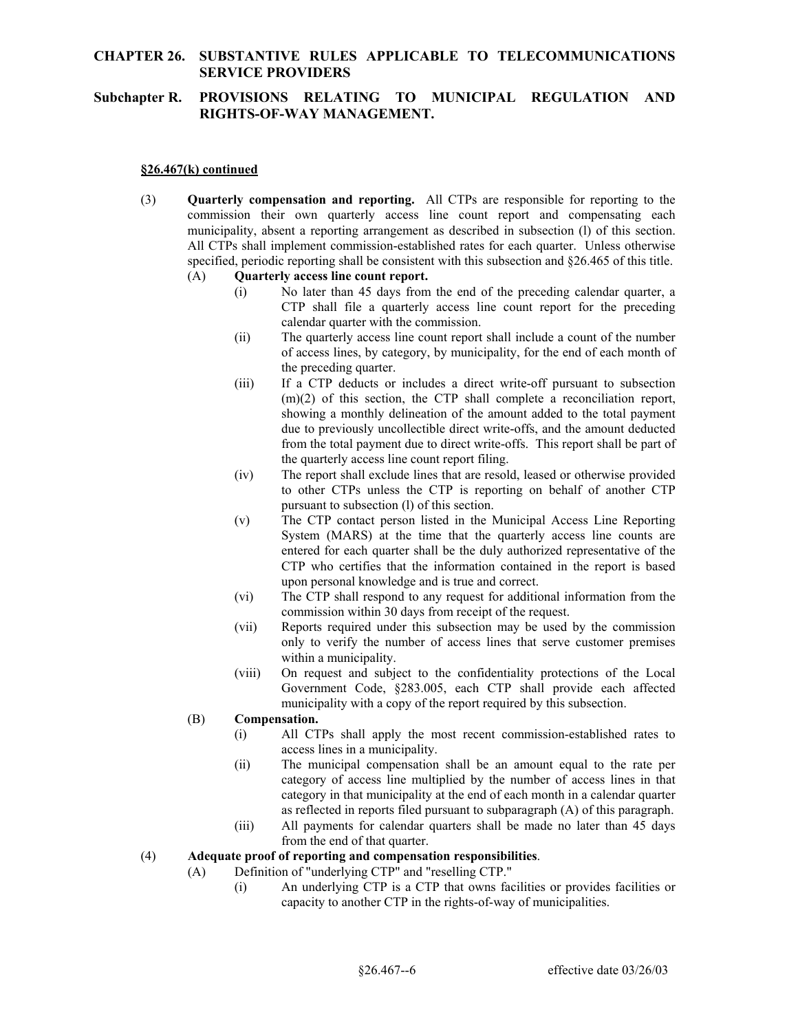**§26.467(k) continued**

(3) **Quarterly compensation and reporting.** All CTPs are responsible for reporting to the commission their own quarterly access line count report and compensating each municipality, absent a reporting arrangement as described in subsection (l) of this section. All CTPs shall implement commission-established rates for each quarter. Unless otherwise specified, periodic reporting shall be consistent with this subsection and §26.465 of this title.

(A) **Quarterly access line count report.**

(i) No later than 45 days from the end of the preceding calendar quarter, a CTP shall file a quarterly access line count report for the preceding calendar quarter with the commission.

(ii) The quarterly access line count report shall include a count of the number of access lines, by category, by municipality, for the end of each month of the preceding quarter.

(iii) If a CTP deducts or includes a direct write-off pursuant to subsection (m)(2) of this section, the CTP shall complete a reconciliation report, showing a monthly delineation of the amount added to the total payment due to previously uncollectible direct write-offs, and the amount deducted from the total payment due to direct write-offs. This report shall be part of the quarterly access line count report filing.

(iv) The report shall exclude lines that are resold, leased or otherwise provided to other CTPs unless the CTP is reporting on behalf of another CTP pursuant to subsection (l) of this section.

(v) The CTP contact person listed in the Municipal Access Line Reporting System (MARS) at the time that the quarterly access line counts are entered for each quarter shall be the duly authorized representative of the CTP who certifies that the information contained in the report is based upon personal knowledge and is true and correct.

(vi) The CTP shall respond to any request for additional information from the commission within 30 days from receipt of the request.

(vii) Reports required under this subsection may be used by the commission only to verify the number of access lines that serve customer premises within a municipality.

(viii) On request and subject to the confidentiality protections of the Local Government Code, §283.005, each CTP shall provide each affected municipality with a copy of the report required by this subsection.

(B) **Compensation.**

(i) All CTPs shall apply the most recent commission-established rates to access lines in a municipality.

(ii) The municipal compensation shall be an amount equal to the rate per category of access line multiplied by the number of access lines in that category in that municipality at the end of each month in a calendar quarter as reflected in reports filed pursuant to subparagraph (A) of this paragraph.

(iii) All payments for calendar quarters shall be made no later than 45 days from the end of that quarter.

(4) **Adequate proof of reporting and compensation responsibilities**.

(A) Definition of "underlying CTP" and "reselling CTP."

(i) An underlying CTP is a CTP that owns facilities or provides facilities or capacity to another CTP in the rights-of-way of municipalities.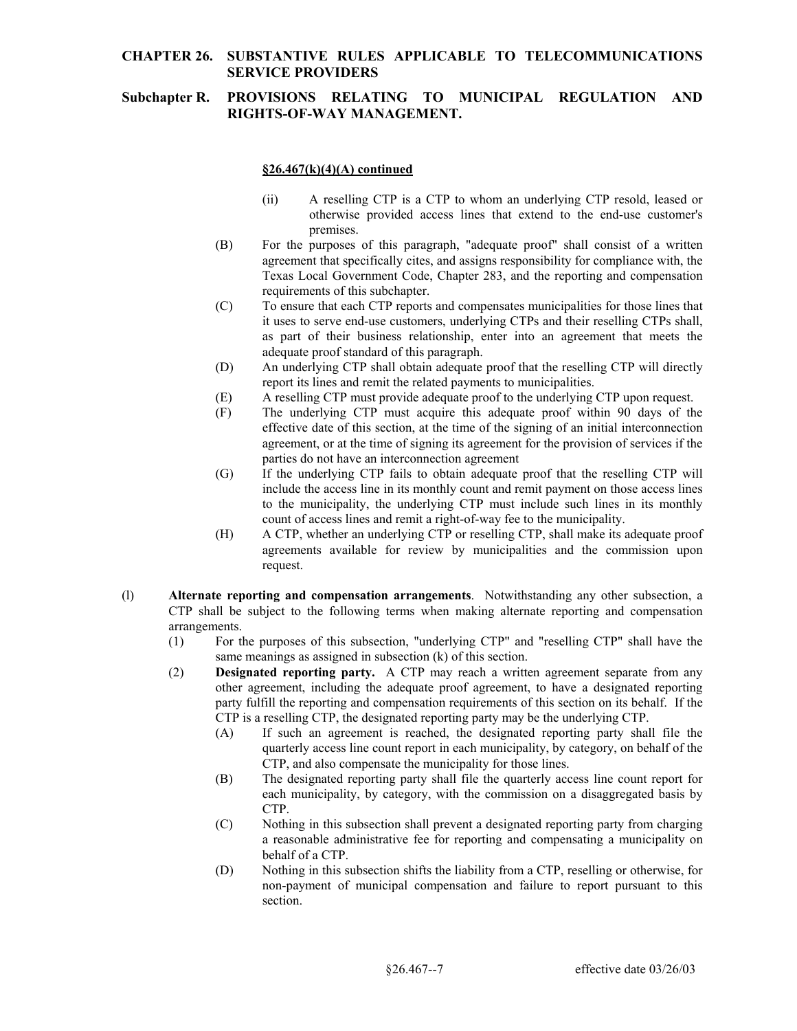**§26.467(k)(4)(A) continued**

(ii) A reselling CTP is a CTP to whom an underlying CTP resold, leased or otherwise provided access lines that extend to the end-use customer's premises.

(B) For the purposes of this paragraph, "adequate proof" shall consist of a written agreement that specifically cites, and assigns responsibility for compliance with, the Texas Local Government Code, Chapter 283, and the reporting and compensation requirements of this subchapter.

(C) To ensure that each CTP reports and compensates municipalities for those lines that it uses to serve end-use customers, underlying CTPs and their reselling CTPs shall, as part of their business relationship, enter into an agreement that meets the adequate proof standard of this paragraph.

(D) An underlying CTP shall obtain adequate proof that the reselling CTP will directly report its lines and remit the related payments to municipalities.

(E) A reselling CTP must provide adequate proof to the underlying CTP upon request.

(F) The underlying CTP must acquire this adequate proof within 90 days of the effective date of this section, at the time of the signing of an initial interconnection agreement, or at the time of signing its agreement for the provision of services if the parties do not have an interconnection agreement

(G) If the underlying CTP fails to obtain adequate proof that the reselling CTP will include the access line in its monthly count and remit payment on those access lines to the municipality, the underlying CTP must include such lines in its monthly count of access lines and remit a right-of-way fee to the municipality.

(H) A CTP, whether an underlying CTP or reselling CTP, shall make its adequate proof agreements available for review by municipalities and the commission upon request.

(l) **Alternate reporting and compensation arrangements**. Notwithstanding any other subsection, a CTP shall be subject to the following terms when making alternate reporting and compensation arrangements.

(1) For the purposes of this subsection, "underlying CTP" and "reselling CTP" shall have the same meanings as assigned in subsection (k) of this section.

(2) **Designated reporting party.** A CTP may reach a written agreement separate from any other agreement, including the adequate proof agreement, to have a designated reporting party fulfill the reporting and compensation requirements of this section on its behalf. If the CTP is a reselling CTP, the designated reporting party may be the underlying CTP.

(A) If such an agreement is reached, the designated reporting party shall file the quarterly access line count report in each municipality, by category, on behalf of the CTP, and also compensate the municipality for those lines.

(B) The designated reporting party shall file the quarterly access line count report for each municipality, by category, with the commission on a disaggregated basis by CTP.

(C) Nothing in this subsection shall prevent a designated reporting party from charging a reasonable administrative fee for reporting and compensating a municipality on behalf of a CTP.

(D) Nothing in this subsection shifts the liability from a CTP, reselling or otherwise, for non-payment of municipal compensation and failure to report pursuant to this section.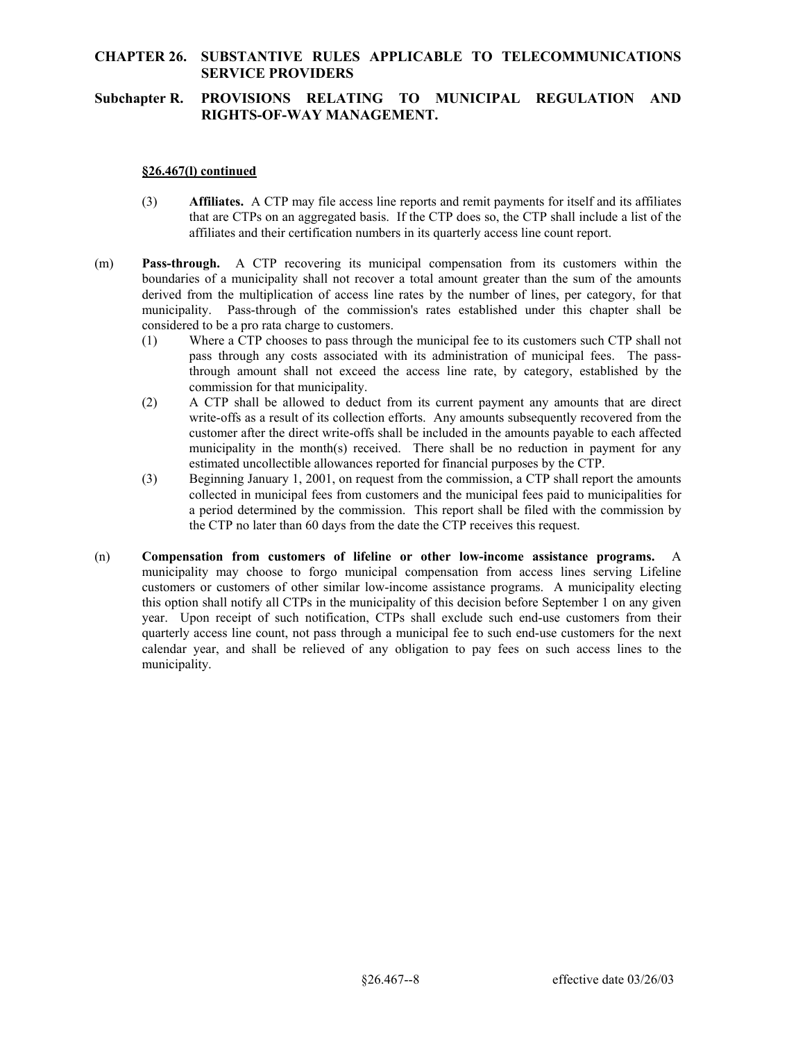**§26.467(l) continued**

(3) **Affiliates.** A CTP may file access line reports and remit payments for itself and its affiliates that are CTPs on an aggregated basis. If the CTP does so, the CTP shall include a list of the affiliates and their certification numbers in its quarterly access line count report.

(m) **Pass-through.** A CTP recovering its municipal compensation from its customers within the boundaries of a municipality shall not recover a total amount greater than the sum of the amounts derived from the multiplication of access line rates by the number of lines, per category, for that municipality. Pass-through of the commission's rates established under this chapter shall be considered to be a pro rata charge to customers.

(1) Where a CTP chooses to pass through the municipal fee to its customers such CTP shall not pass through any costs associated with its administration of municipal fees. The pass-through amount shall not exceed the access line rate, by category, established by the commission for that municipality.

(2) A CTP shall be allowed to deduct from its current payment any amounts that are direct write-offs as a result of its collection efforts. Any amounts subsequently recovered from the customer after the direct write-offs shall be included in the amounts payable to each affected municipality in the month(s) received. There shall be no reduction in payment for any estimated uncollectible allowances reported for financial purposes by the CTP.

(3) Beginning January 1, 2001, on request from the commission, a CTP shall report the amounts collected in municipal fees from customers and the municipal fees paid to municipalities for a period determined by the commission. This report shall be filed with the commission by the CTP no later than 60 days from the date the CTP receives this request.

(n) **Compensation from customers of lifeline or other low-income assistance programs.** A municipality may choose to forgo municipal compensation from access lines serving Lifeline customers or customers of other similar low-income assistance programs. A municipality electing this option shall notify all CTPs in the municipality of this decision before September 1 on any given year. Upon receipt of such notification, CTPs shall exclude such end-use customers from their quarterly access line count, not pass through a municipal fee to such end-use customers for the next calendar year, and shall be relieved of any obligation to pay fees on such access lines to the municipality.